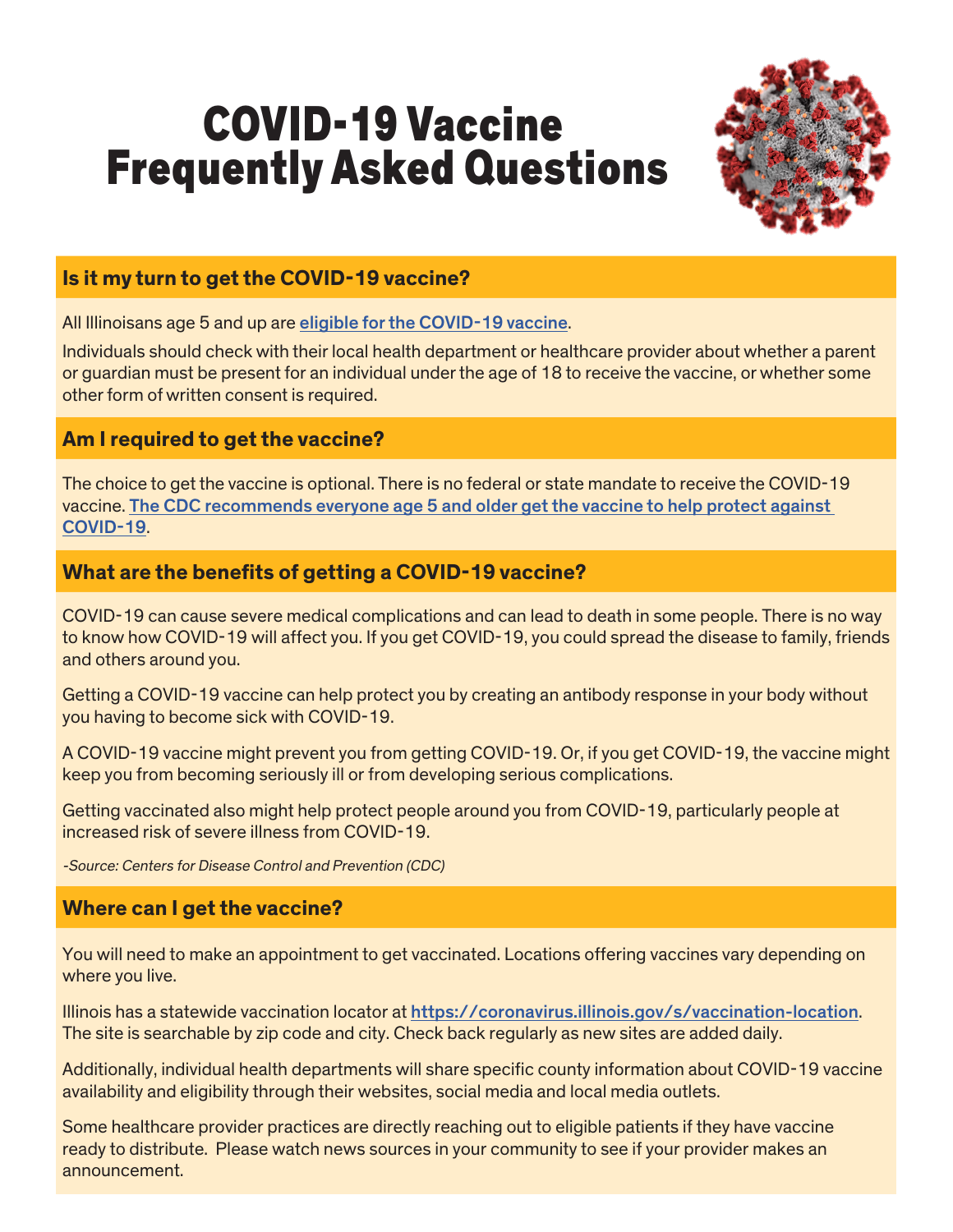# COVID-19 Vaccine Frequently Asked Questions

## Is it my turn to get the COVID-19 vaccine?

All Illinoisans age 5 and up are [eligible for the COVID-19 vaccine](eligible for the COVID-19 vaccine).

Individuals should check with their local health department or healthcare provider about whether a parent or guardian must be present for an individual under the age of 18 to receive the vaccine, or whether some other form of written consent is required.

## Am I required to get the vaccine?

The choice to get the vaccine is optional. There is no federal or state mandate to receive the COVID-19 vaccine. **The CDC recommends everyone age 5 and older get the vaccine to help protect against COVID-19**.

## What are the benefits of getting a COVID-19 vaccine?

COVID-19 can cause severe medical complications and can lead to death in some people. There is no way to know how COVID-19 will affect you. If you get COVID-19, you could spread the disease to family, friends and others around you.

Getting a COVID-19 vaccine can help protect you by creating an antibody response in your body without you having to become sick with COVID-19.

A COVID-19 vaccine might prevent you from getting COVID-19. Or, if you get COVID-19, the vaccine might keep you from becoming seriously ill or from developing serious complications.

Getting vaccinated also might help protect people around you from COVID-19, particularly people at increased risk of severe illness from COVID-19.

*-Source: Centers for Disease Control and Prevention (CDC)*

## Where can I get the vaccine?

You will need to make an appointment to get vaccinated. Locations offering vaccines vary depending on where you live.

Illinois has a statewide vaccination locator at https://coronavirus.illinois.gov/s/vaccination-location. The site is searchable by zip code and city. Check back regularly as new sites are added daily.

Additionally, individual health departments will share specific county information about COVID-19 vaccine availability and eligibility through their websites, social media and local media outlets.

Some healthcare provider practices are directly reaching out to eligible patients if they have vaccine ready to distribute. Please watch news sources in your community to see if your provider makes an announcement.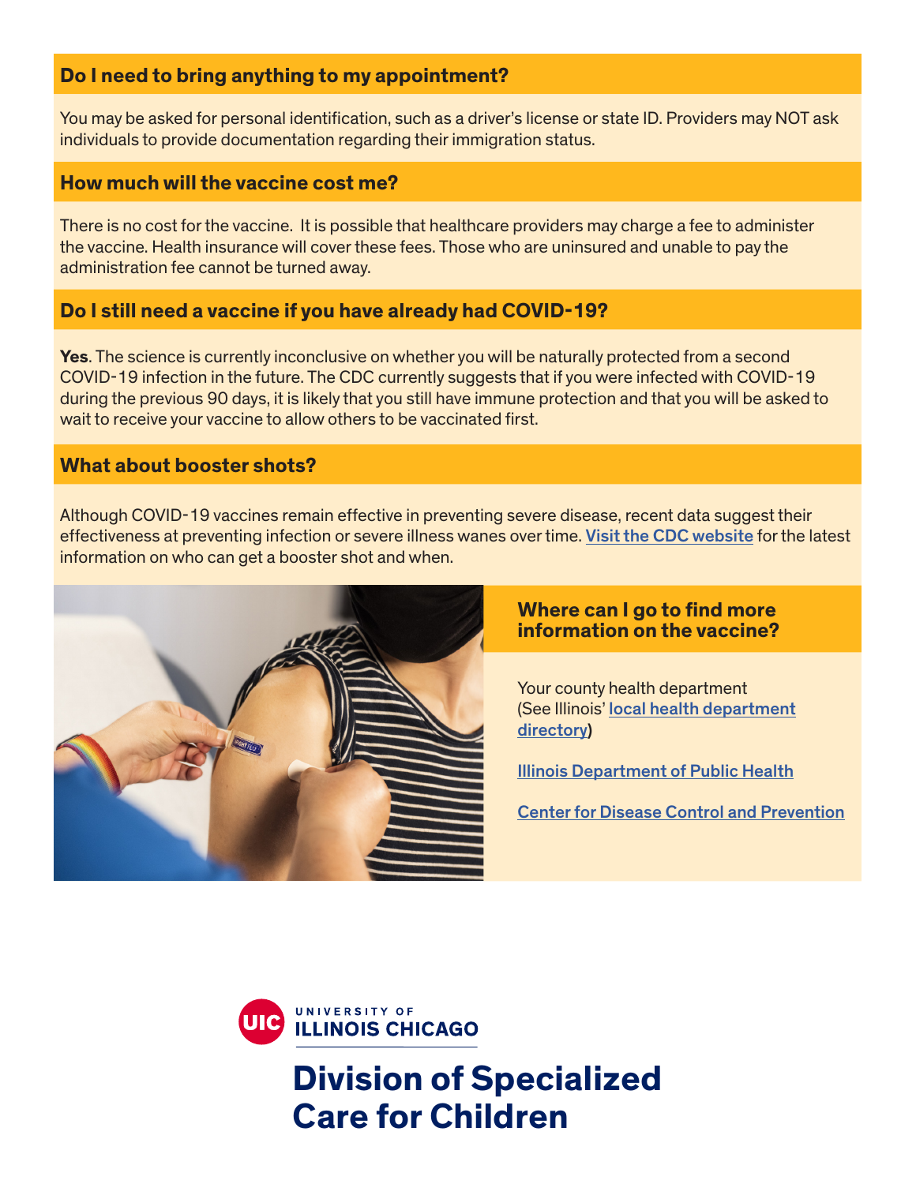## Do I need to bring anything to my appointment?

You may be asked for personal identification, such as a driver's license or state ID. Providers may NOT ask individuals to provide documentation regarding their immigration status.

## How much will the vaccine cost me?

There is no cost for the vaccine. It is possible that healthcare providers may charge a fee to administer the vaccine. Health insurance will cover these fees. Those who are uninsured and unable to pay the administration fee cannot be turned away.

## Do I still need a vaccine if you have already had COVID-19?

**Yes**. The science is currently inconclusive on whether you will be naturally protected from a second COVID-19 infection in the future. The CDC currently suggests that if you were infected with COVID-19 during the previous 90 days, it is likely that you still have immune protection and that you will be asked to wait to receive your vaccine to allow others to be vaccinated first.

## What about booster shots?

Although COVID-19 vaccines remain effective in preventing severe disease, recent data suggest their effectiveness at preventing infection or severe illness wanes over time. Visit the CDC website for the latest information on who can get a booster shot and when.

## Where can I go to find more information on the vaccine?

Your county health department (See Illinois' local health department directory)

Illinois Department of Public Health

Center for Disease Control and Prevention

UIC UNIVERSITY OF ILLINOIS CHICAGO

**Division of Specialized Care for Children**